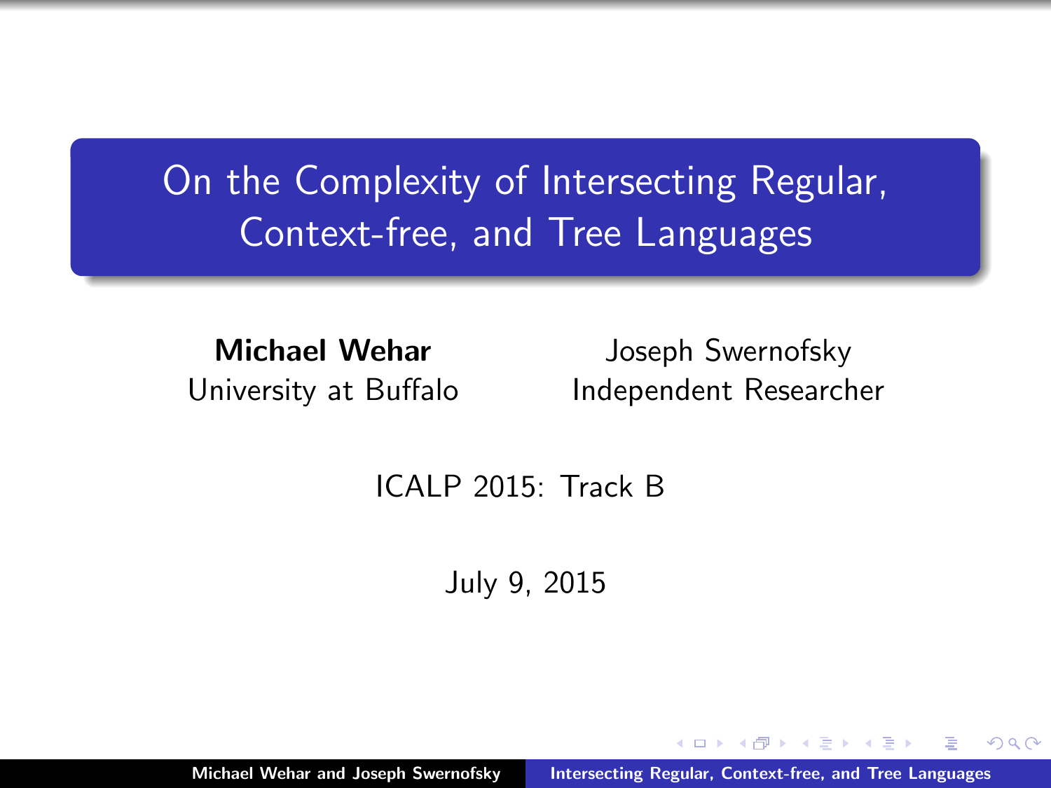# On the Complexity of Intersecting Regular, Context-free, and Tree Languages

**Michael Wehar**
University at Buffalo

Joseph Swernofsky
Independent Researcher

ICALP 2015: Track B

July 9, 2015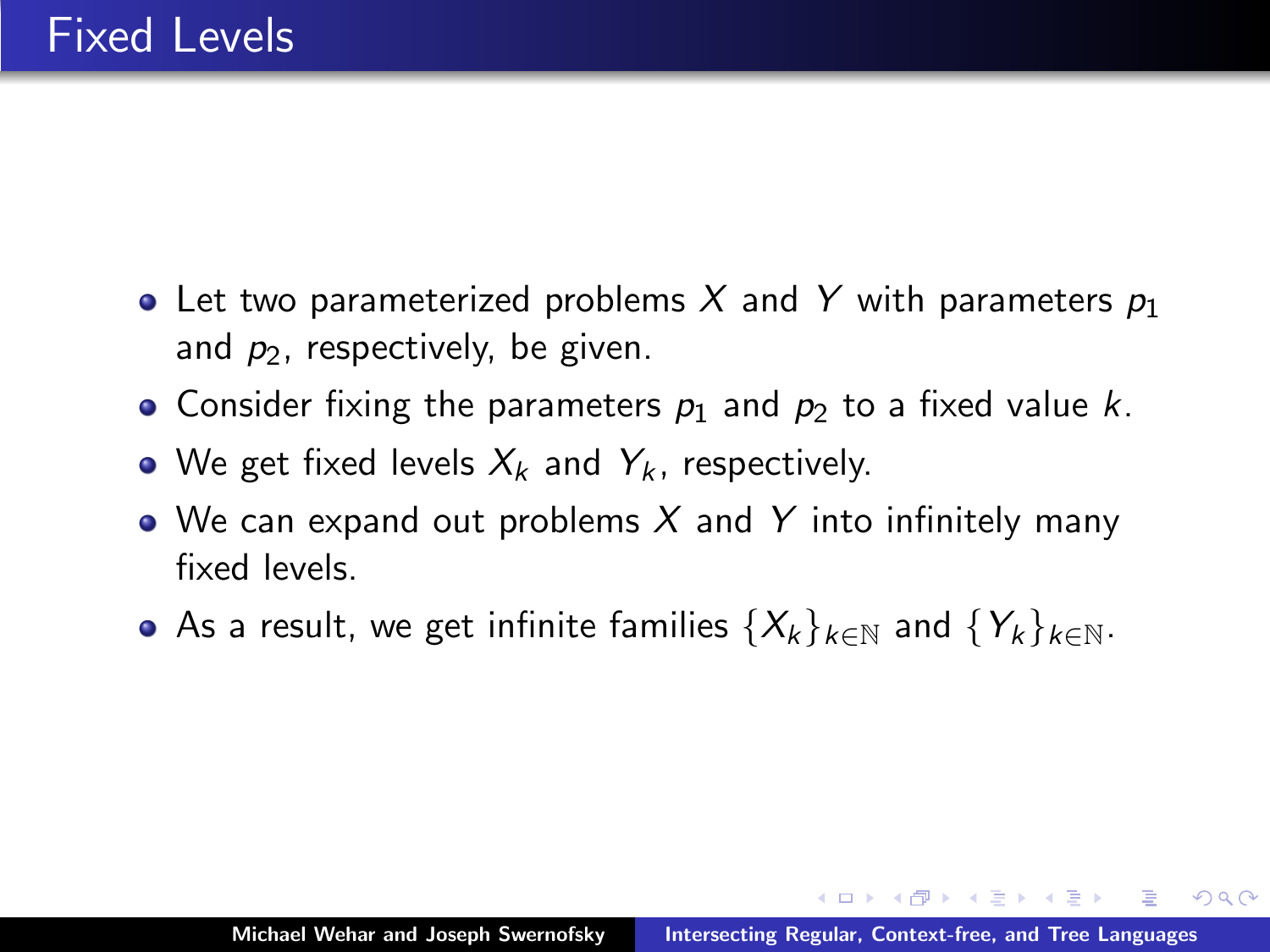# Fixed Levels

- Let two parameterized problems $X$ and $Y$ with parameters $p_1$ and $p_2$, respectively, be given.
- Consider fixing the parameters $p_1$ and $p_2$ to a fixed value $k$.
- We get fixed levels $X_k$ and $Y_k$, respectively.
- We can expand out problems $X$ and $Y$ into infinitely many fixed levels.
- As a result, we get infinite families $\{X_k\}_{k \in \mathbb{N}}$ and $\{Y_k\}_{k \in \mathbb{N}}$.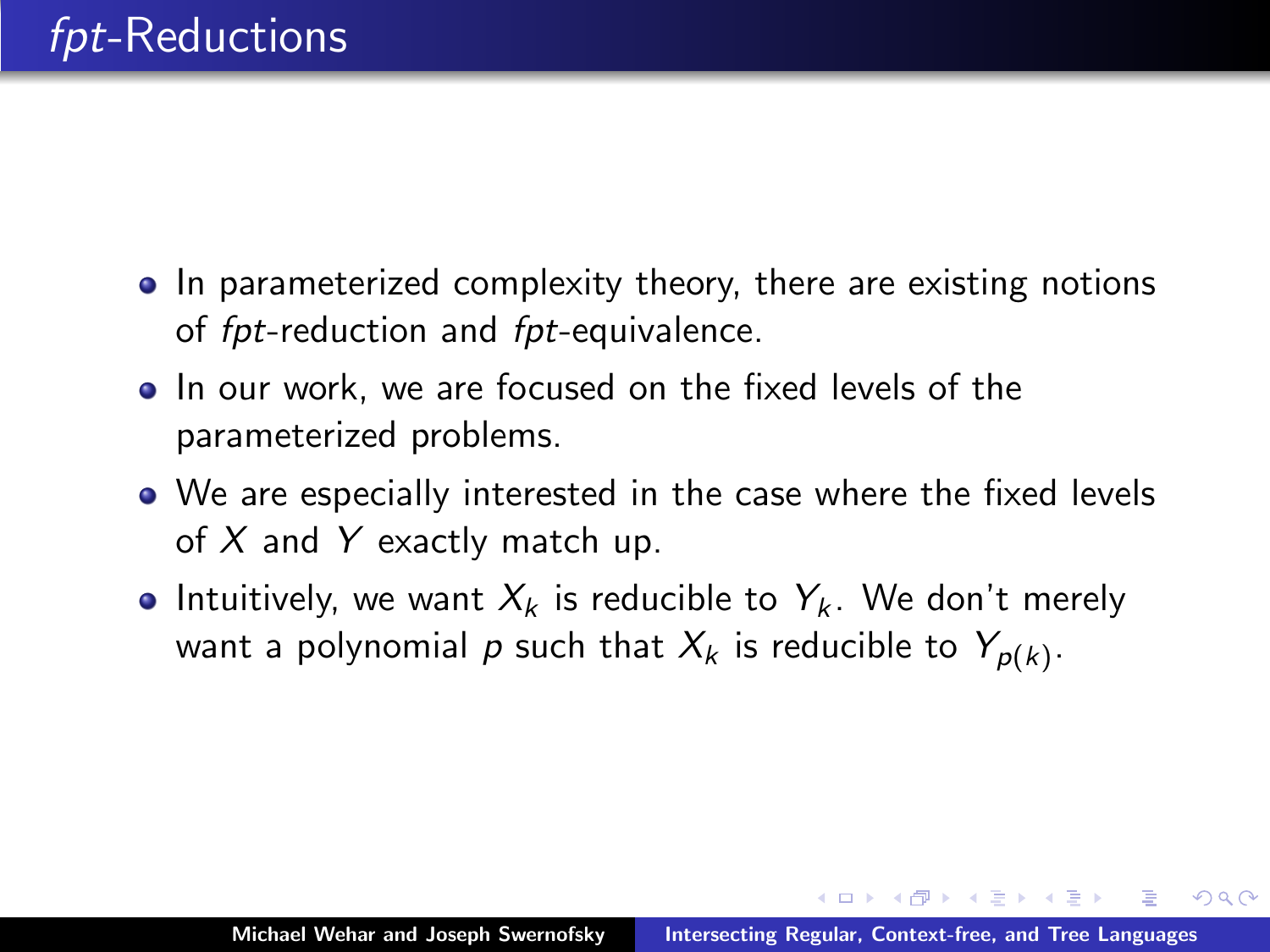# *fpt*-Reductions

- In parameterized complexity theory, there are existing notions of *fpt*-reduction and *fpt*-equivalence.
- In our work, we are focused on the fixed levels of the parameterized problems.
- We are especially interested in the case where the fixed levels of $X$ and $Y$ exactly match up.
- Intuitively, we want $X_k$ is reducible to $Y_k$. We don't merely want a polynomial $p$ such that $X_k$ is reducible to $Y_{p(k)}$.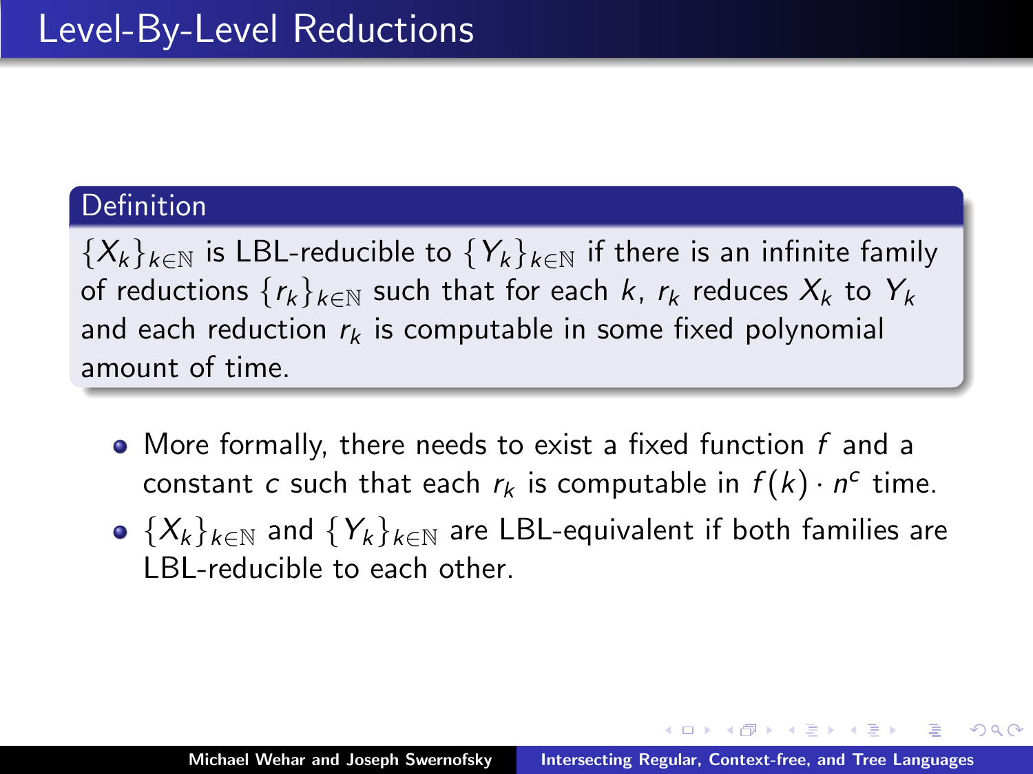# Level-By-Level Reductions

**Definition**

$\{X_k\}_{k\in\mathbb{N}}$ is LBL-reducible to $\{Y_k\}_{k\in\mathbb{N}}$ if there is an infinite family of reductions $\{r_k\}_{k\in\mathbb{N}}$ such that for each $k$, $r_k$ reduces $X_k$ to $Y_k$ and each reduction $r_k$ is computable in some fixed polynomial amount of time.

- More formally, there needs to exist a fixed function $f$ and a constant $c$ such that each $r_k$ is computable in $f(k) \cdot n^c$ time.
- $\{X_k\}_{k\in\mathbb{N}}$ and $\{Y_k\}_{k\in\mathbb{N}}$ are LBL-equivalent if both families are LBL-reducible to each other.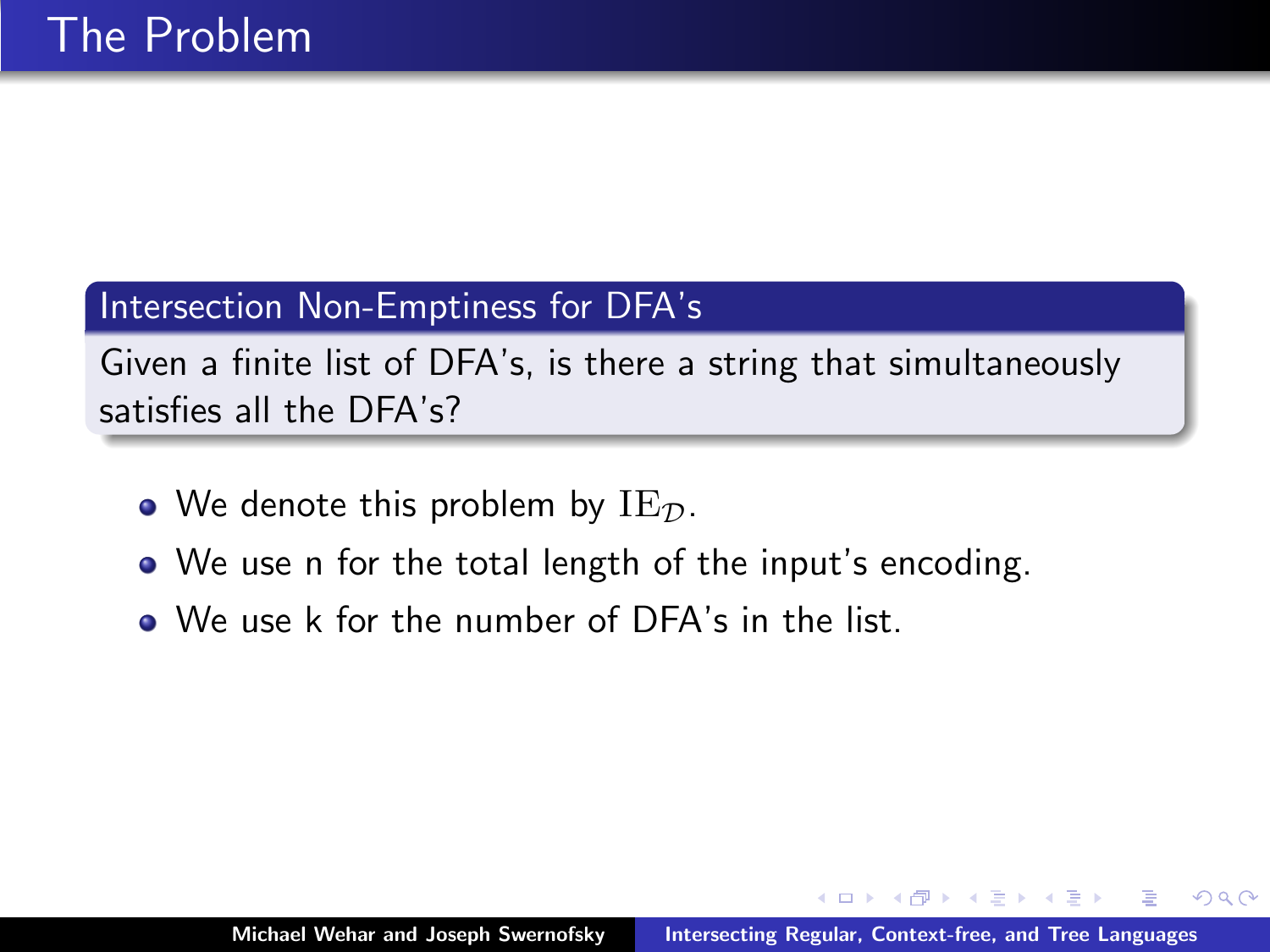# The Problem

**Intersection Non-Emptiness for DFA's**

Given a finite list of DFA's, is there a string that simultaneously satisfies all the DFA's?

- We denote this problem by $\mathrm{IE}_{\mathcal{D}}$.
- We use n for the total length of the input's encoding.
- We use k for the number of DFA's in the list.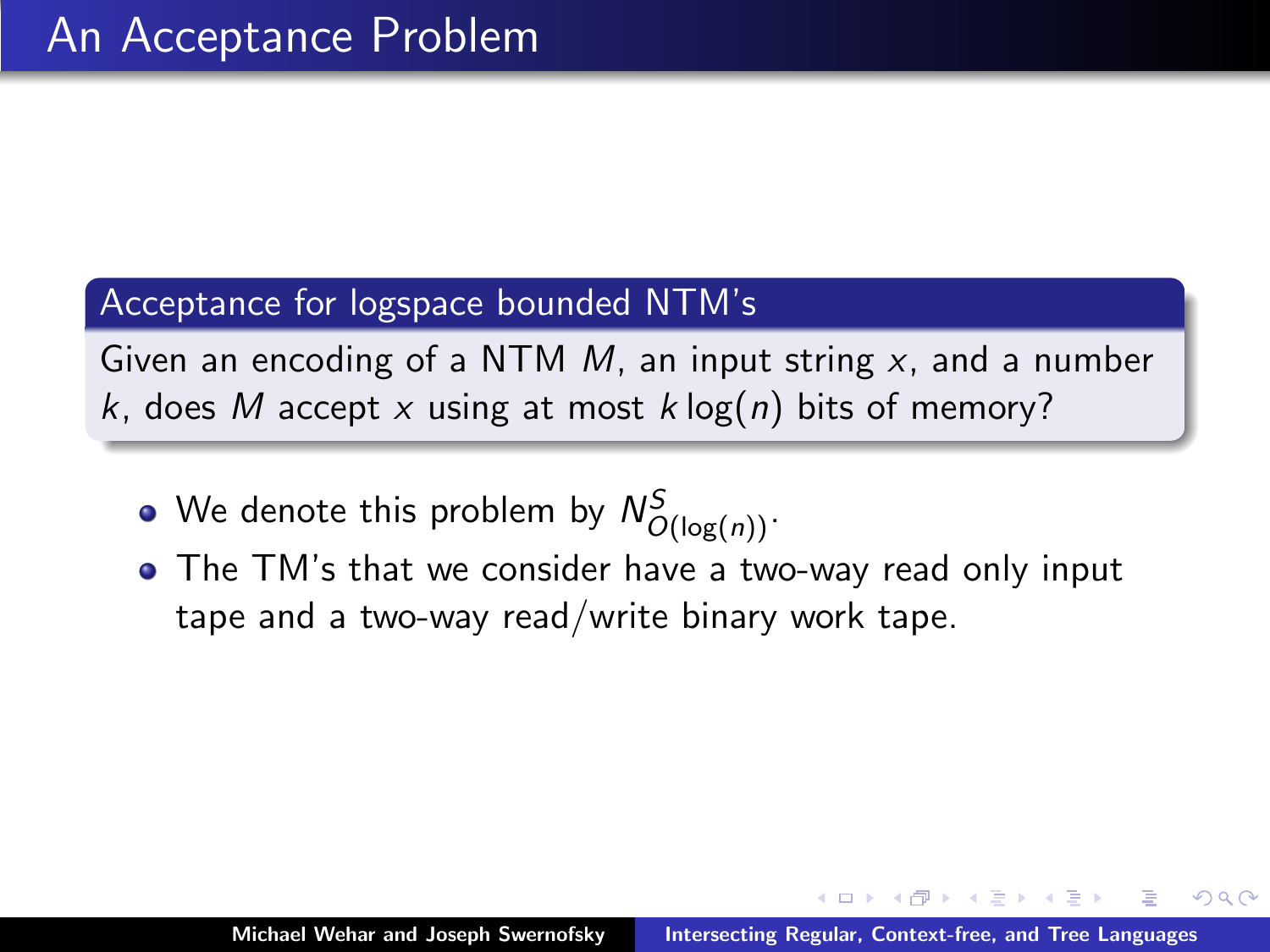# An Acceptance Problem

**Acceptance for logspace bounded NTM's**

Given an encoding of a NTM $M$, an input string $x$, and a number $k$, does $M$ accept $x$ using at most $k \log(n)$ bits of memory?

- We denote this problem by $N^S_{O(\log(n))}$.
- The TM's that we consider have a two-way read only input tape and a two-way read/write binary work tape.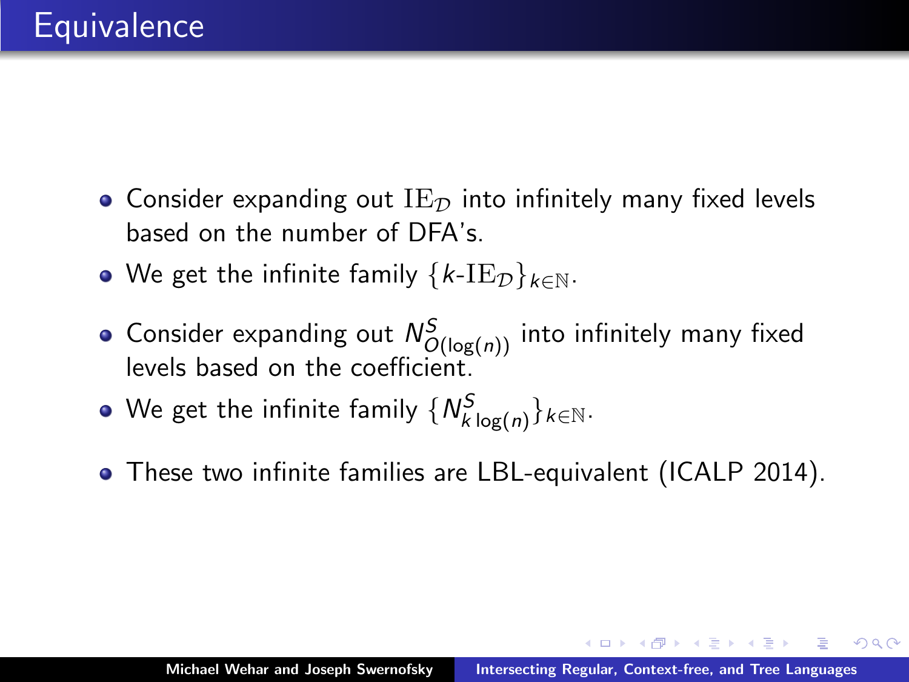# Equivalence

- Consider expanding out $\mathrm{IE}_{\mathcal{D}}$ into infinitely many fixed levels based on the number of DFA's.
- We get the infinite family $\{k\text{-}\mathrm{IE}_{\mathcal{D}}\}_{k \in \mathbb{N}}$.
- Consider expanding out $N^{S}_{O(\log(n))}$ into infinitely many fixed levels based on the coefficient.
- We get the infinite family $\{N^{S}_{k \log(n)}\}_{k \in \mathbb{N}}$.
- These two infinite families are LBL-equivalent (ICALP 2014).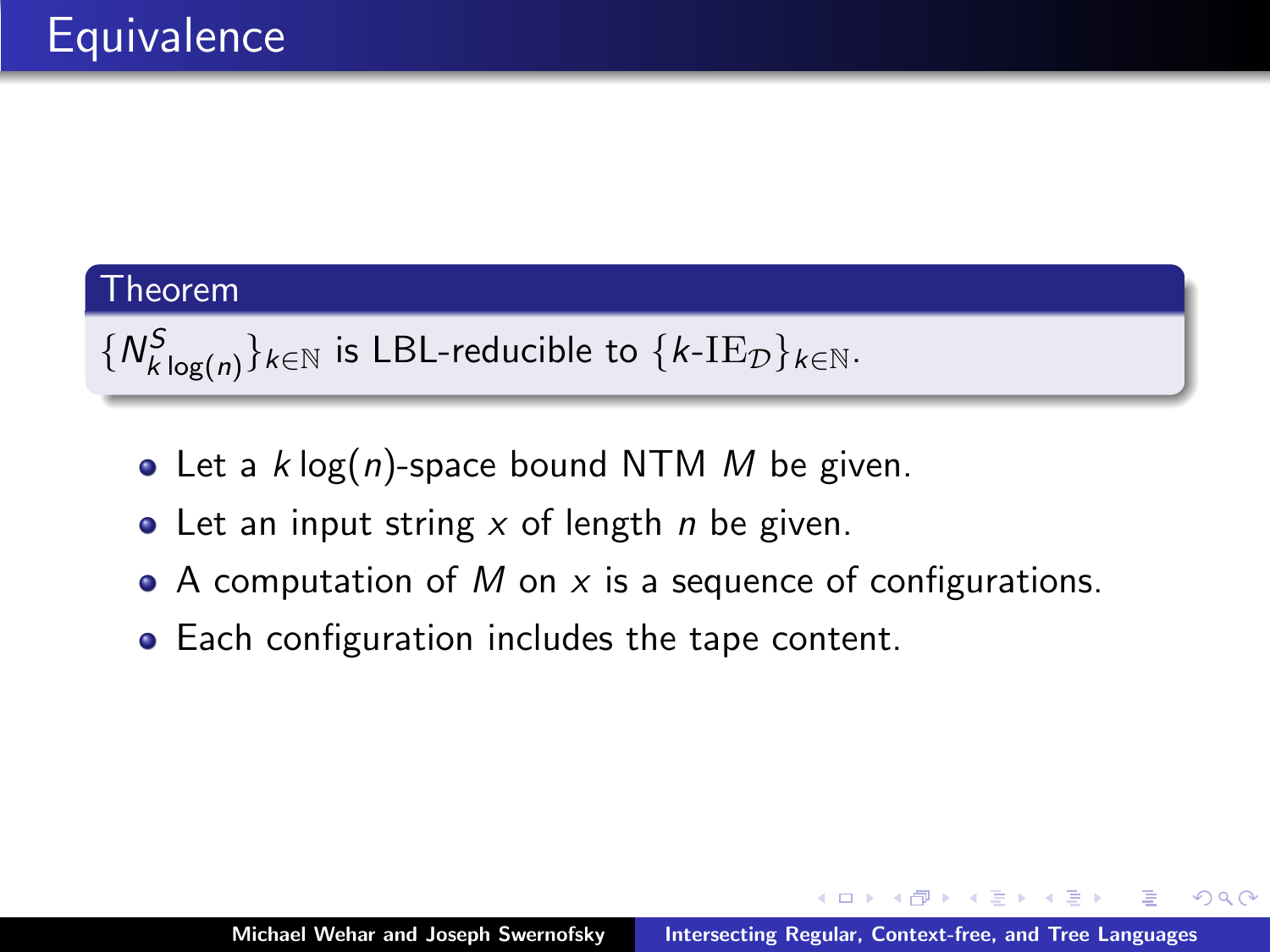# Equivalence

**Theorem**

$\{N^S_{k\log(n)}\}_{k\in\mathbb{N}}$ is LBL-reducible to $\{k\text{-IE}_{\mathcal{D}}\}_{k\in\mathbb{N}}$.

- Let a $k\log(n)$-space bound NTM $M$ be given.
- Let an input string $x$ of length $n$ be given.
- A computation of $M$ on $x$ is a sequence of configurations.
- Each configuration includes the tape content.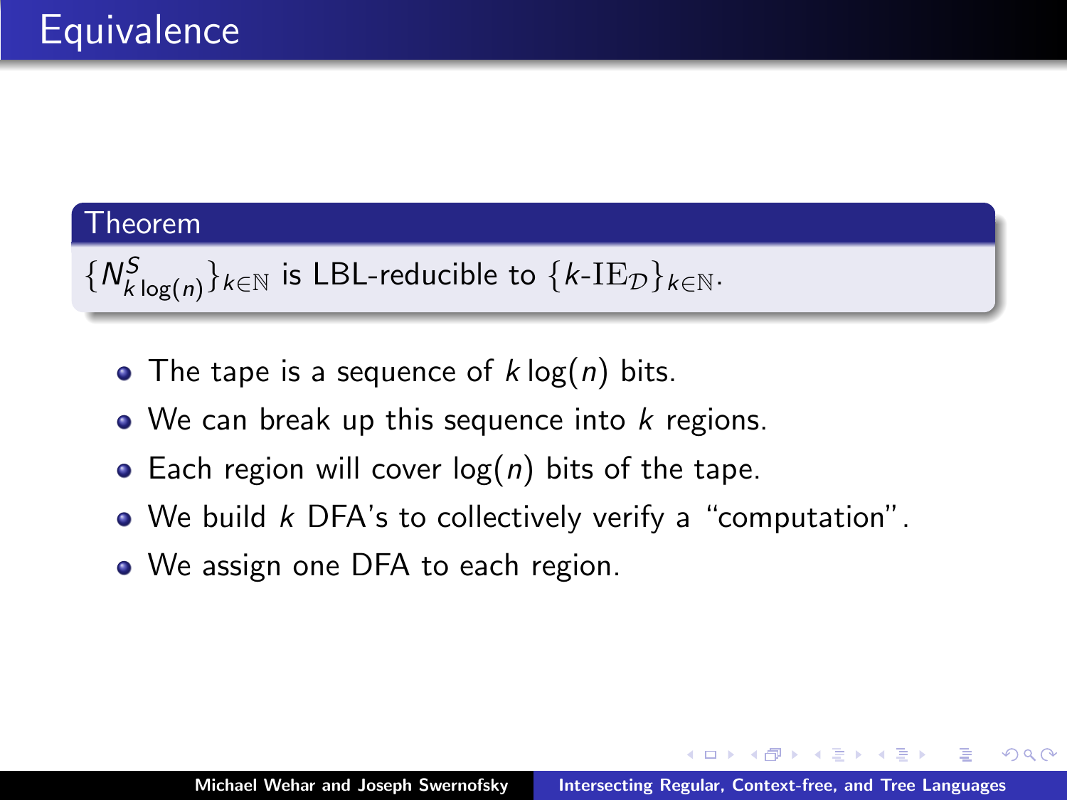# Equivalence

**Theorem**

$\{N^{S}_{k\log(n)}\}_{k\in\mathbb{N}}$ is LBL-reducible to $\{k\text{-IE}_{\mathcal{D}}\}_{k\in\mathbb{N}}$.

- The tape is a sequence of $k\log(n)$ bits.
- We can break up this sequence into $k$ regions.
- Each region will cover $\log(n)$ bits of the tape.
- We build $k$ DFA's to collectively verify a "computation".
- We assign one DFA to each region.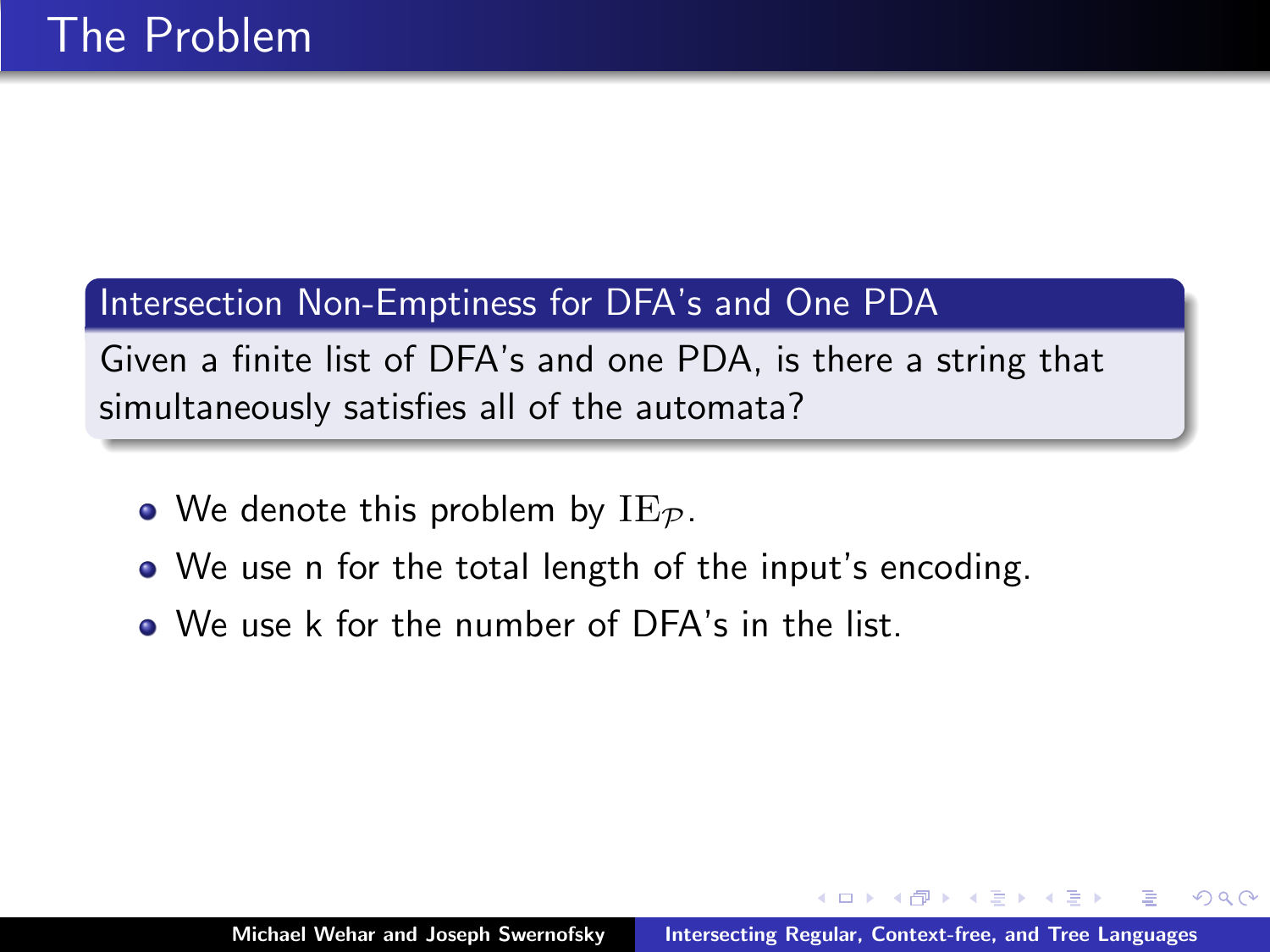# The Problem

**Intersection Non-Emptiness for DFA's and One PDA**

Given a finite list of DFA's and one PDA, is there a string that simultaneously satisfies all of the automata?

- We denote this problem by $\mathrm{IE}_{\mathcal{P}}$.
- We use n for the total length of the input's encoding.
- We use k for the number of DFA's in the list.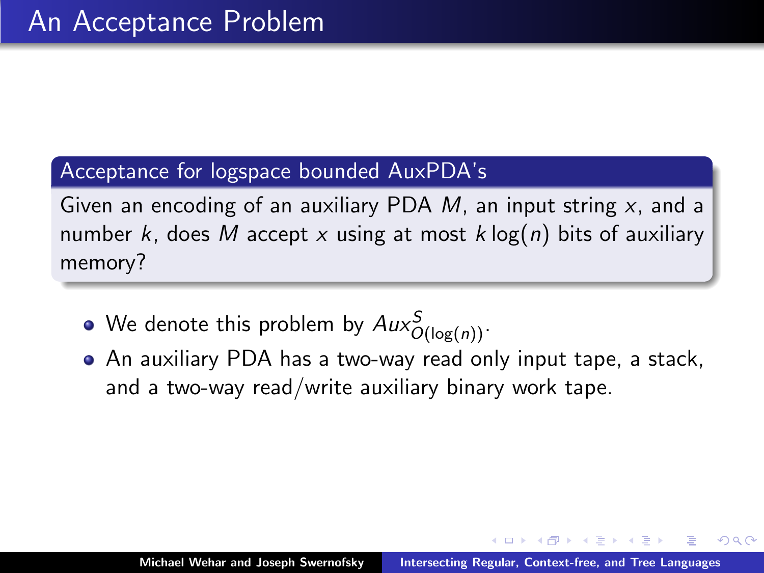# An Acceptance Problem

**Acceptance for logspace bounded AuxPDA's**

Given an encoding of an auxiliary PDA $M$, an input string $x$, and a number $k$, does $M$ accept $x$ using at most $k \log(n)$ bits of auxiliary memory?

- We denote this problem by $Aux^S_{O(\log(n))}$.
- An auxiliary PDA has a two-way read only input tape, a stack, and a two-way read/write auxiliary binary work tape.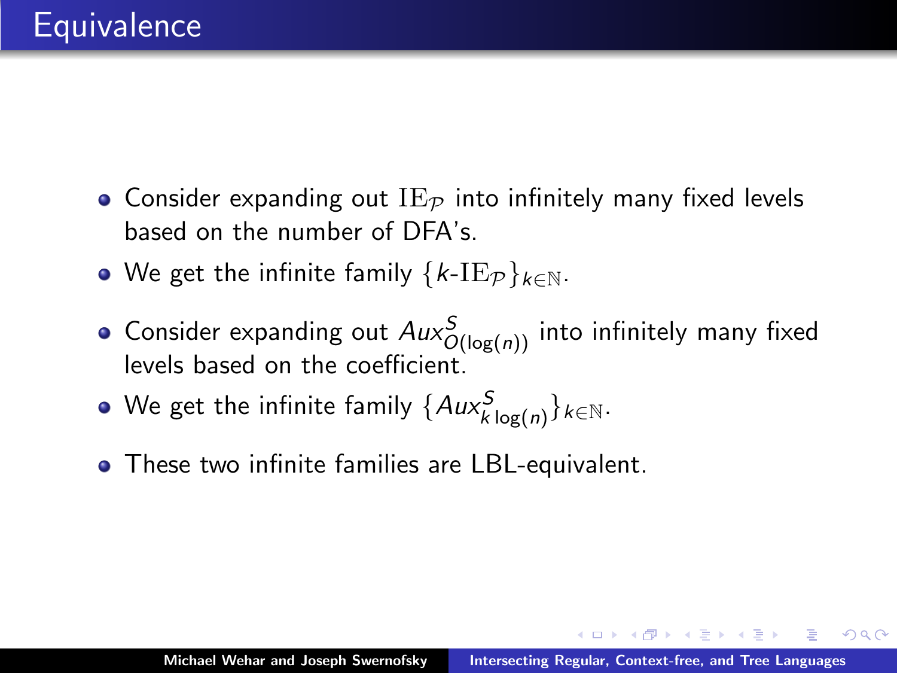# Equivalence

- Consider expanding out $\mathrm{IE}_{\mathcal{P}}$ into infinitely many fixed levels based on the number of DFA's.
- We get the infinite family $\{k\text{-}\mathrm{IE}_{\mathcal{P}}\}_{k \in \mathbb{N}}$.
- Consider expanding out $Aux^{S}_{O(\log(n))}$ into infinitely many fixed levels based on the coefficient.
- We get the infinite family $\{Aux^{S}_{k \log(n)}\}_{k \in \mathbb{N}}$.
- These two infinite families are LBL-equivalent.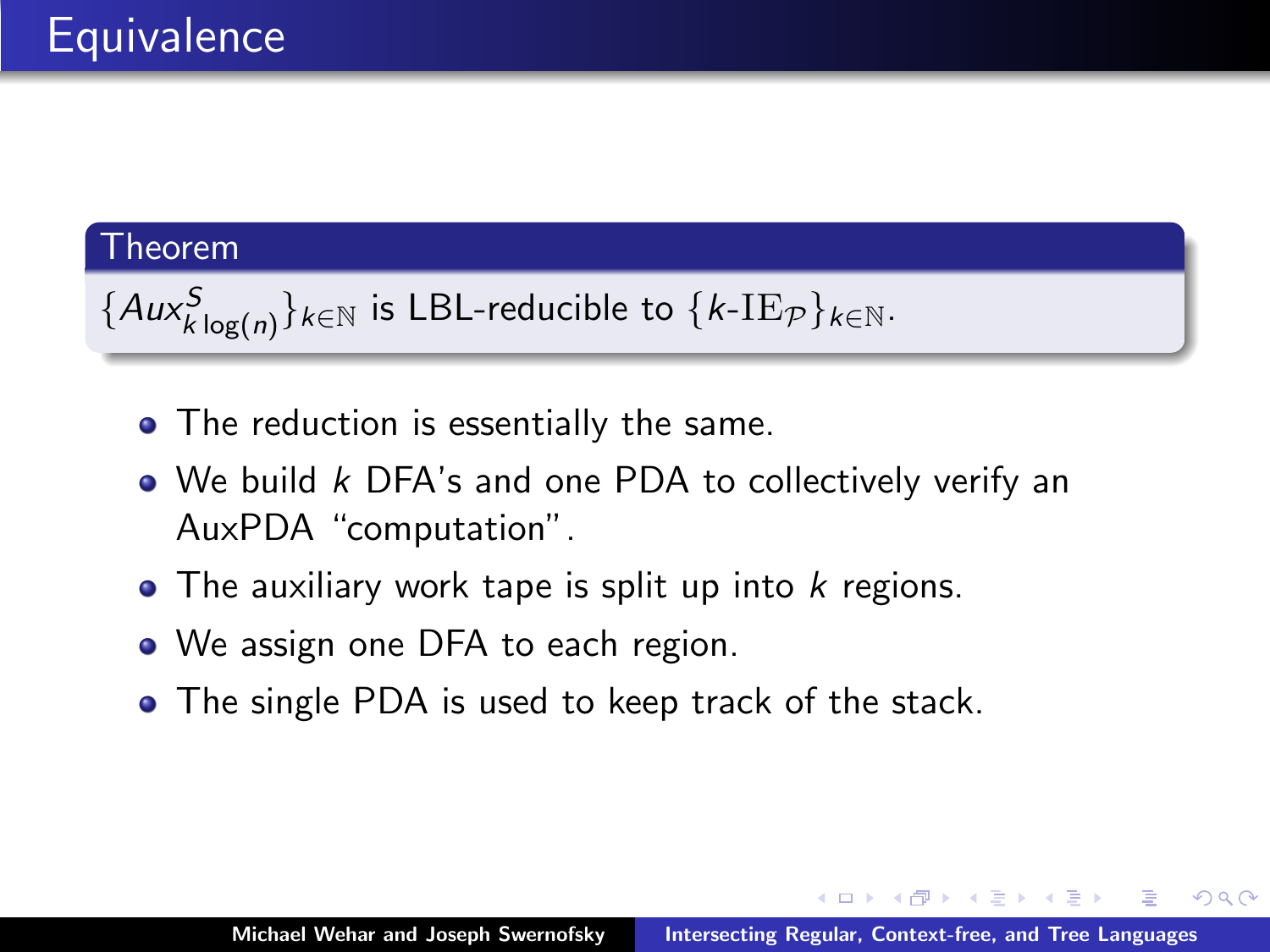# Equivalence

**Theorem**

$\{Aux^S_{k\log(n)}\}_{k\in\mathbb{N}}$ is LBL-reducible to $\{k\text{-IE}_{\mathcal{P}}\}_{k\in\mathbb{N}}$.

- The reduction is essentially the same.
- We build $k$ DFA's and one PDA to collectively verify an AuxPDA "computation".
- The auxiliary work tape is split up into $k$ regions.
- We assign one DFA to each region.
- The single PDA is used to keep track of the stack.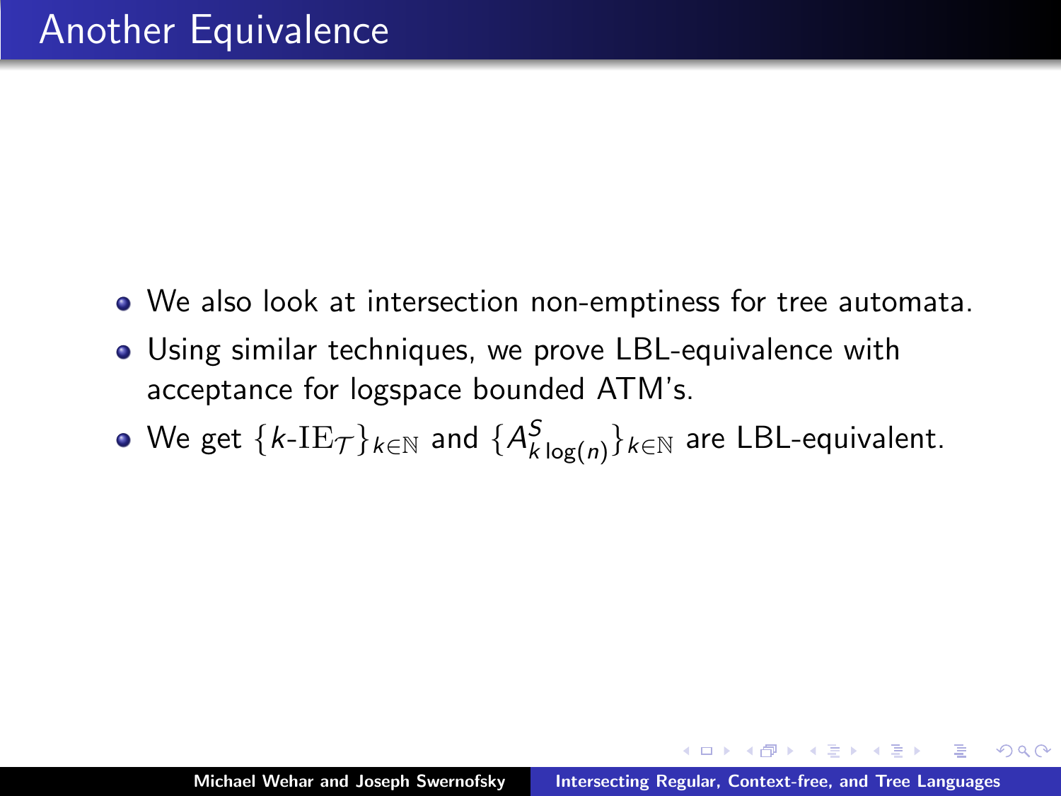# Another Equivalence

- We also look at intersection non-emptiness for tree automata.
- Using similar techniques, we prove LBL-equivalence with acceptance for logspace bounded ATM's.
- We get $\{k\text{-}\mathrm{IE}_{\mathcal{T}}\}_{k \in \mathbb{N}}$ and $\{A^{S}_{k \log(n)}\}_{k \in \mathbb{N}}$ are LBL-equivalent.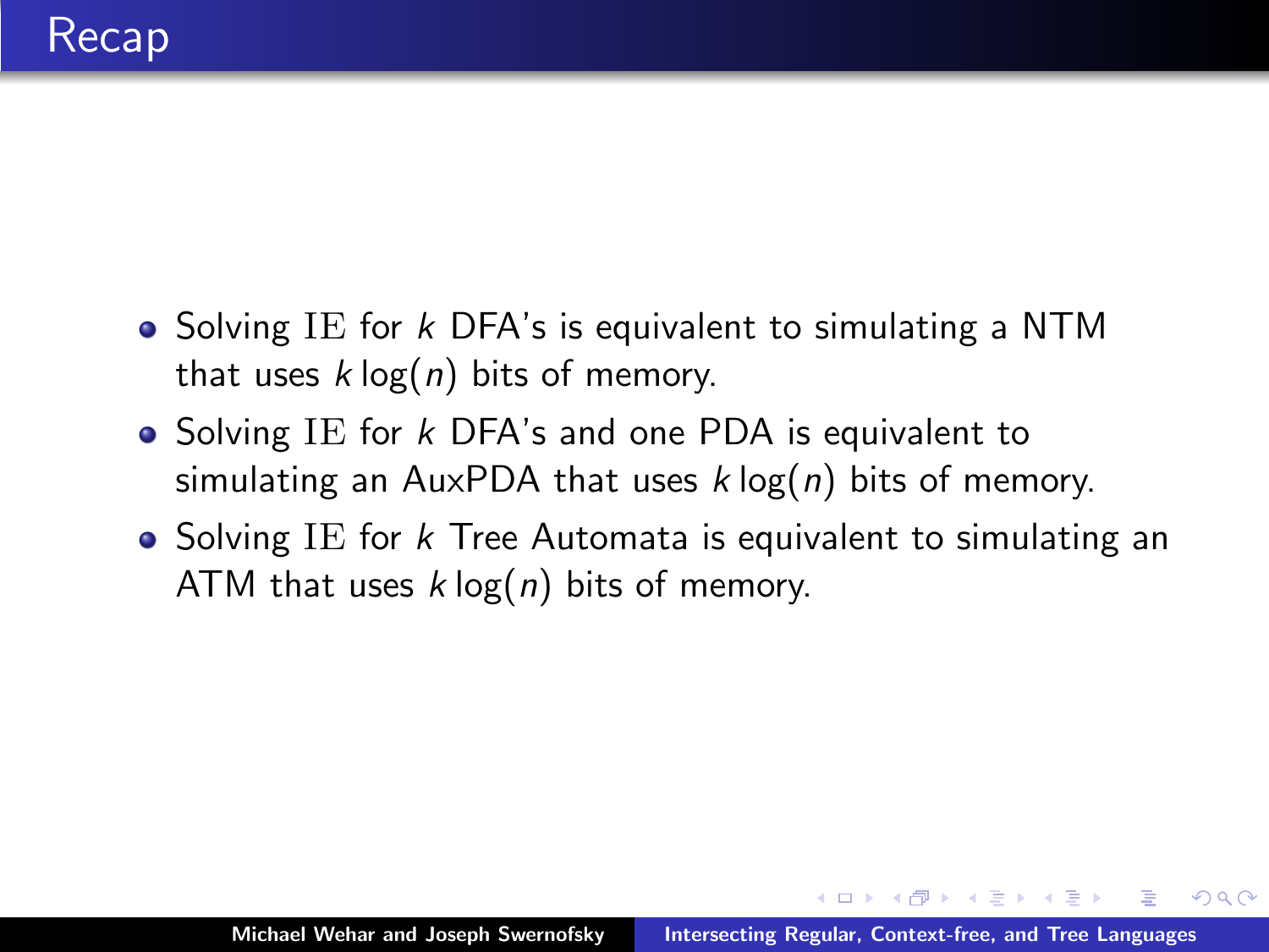# Recap

- Solving $\mathrm{IE}$ for $k$ DFA's is equivalent to simulating a NTM that uses $k \log(n)$ bits of memory.
- Solving $\mathrm{IE}$ for $k$ DFA's and one PDA is equivalent to simulating an AuxPDA that uses $k \log(n)$ bits of memory.
- Solving $\mathrm{IE}$ for $k$ Tree Automata is equivalent to simulating an ATM that uses $k \log(n)$ bits of memory.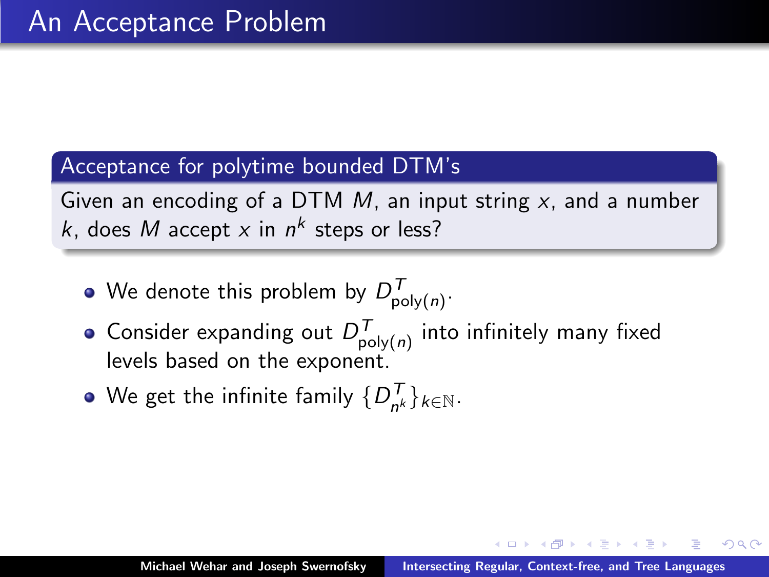# An Acceptance Problem

**Acceptance for polytime bounded DTM's**

Given an encoding of a DTM $M$, an input string $x$, and a number $k$, does $M$ accept $x$ in $n^k$ steps or less?

- We denote this problem by $D^T_{\text{poly}(n)}$.
- Consider expanding out $D^T_{\text{poly}(n)}$ into infinitely many fixed levels based on the exponent.
- We get the infinite family $\{D^T_{n^k}\}_{k \in \mathbb{N}}$.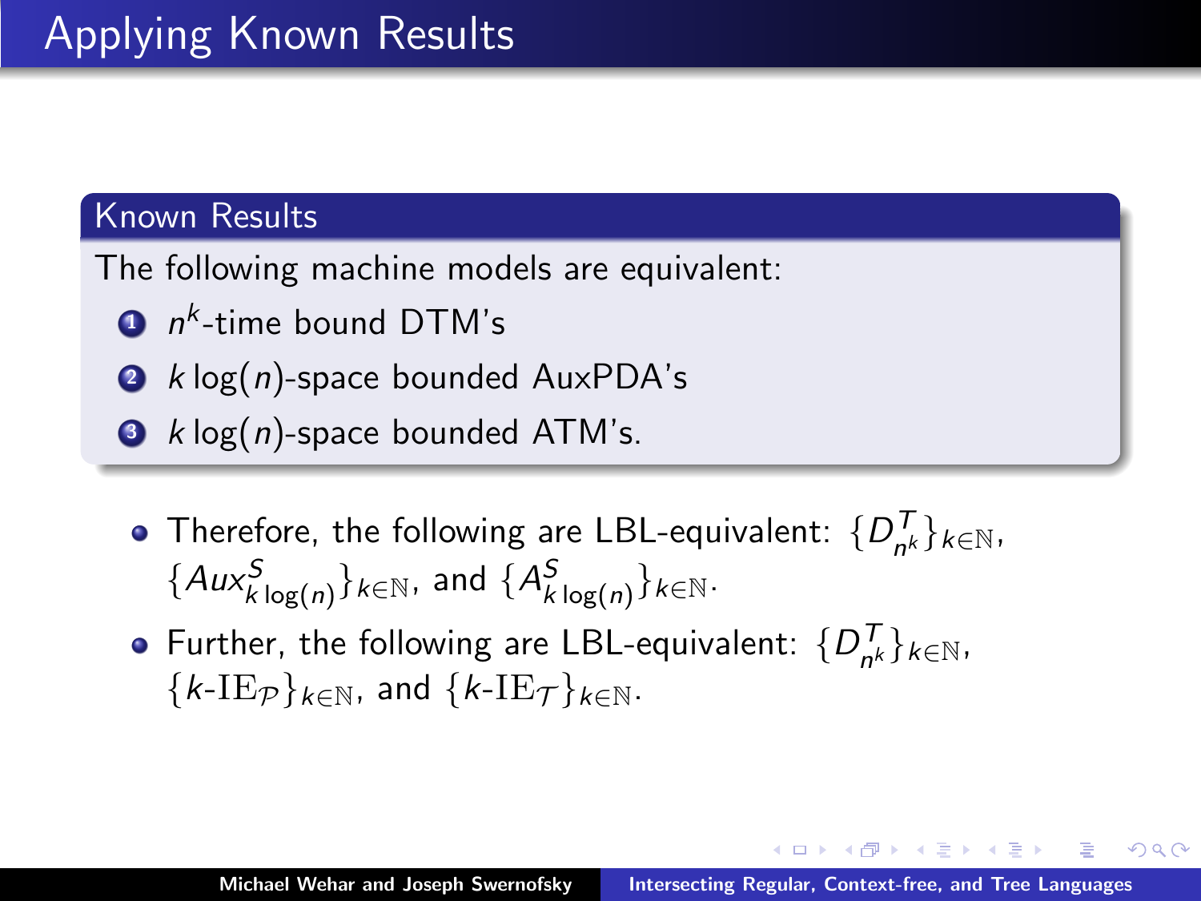# Applying Known Results

**Known Results**

The following machine models are equivalent:

1. $n^k$-time bound DTM's
2. $k \log(n)$-space bounded AuxPDA's
3. $k \log(n)$-space bounded ATM's.

- Therefore, the following are LBL-equivalent: $\{D^T_{n^k}\}_{k \in \mathbb{N}}$, $\{Aux^S_{k \log(n)}\}_{k \in \mathbb{N}}$, and $\{A^S_{k \log(n)}\}_{k \in \mathbb{N}}$.
- Further, the following are LBL-equivalent: $\{D^T_{n^k}\}_{k \in \mathbb{N}}$, $\{k\text{-IE}_{\mathcal{P}}\}_{k \in \mathbb{N}}$, and $\{k\text{-IE}_{\mathcal{T}}\}_{k \in \mathbb{N}}$.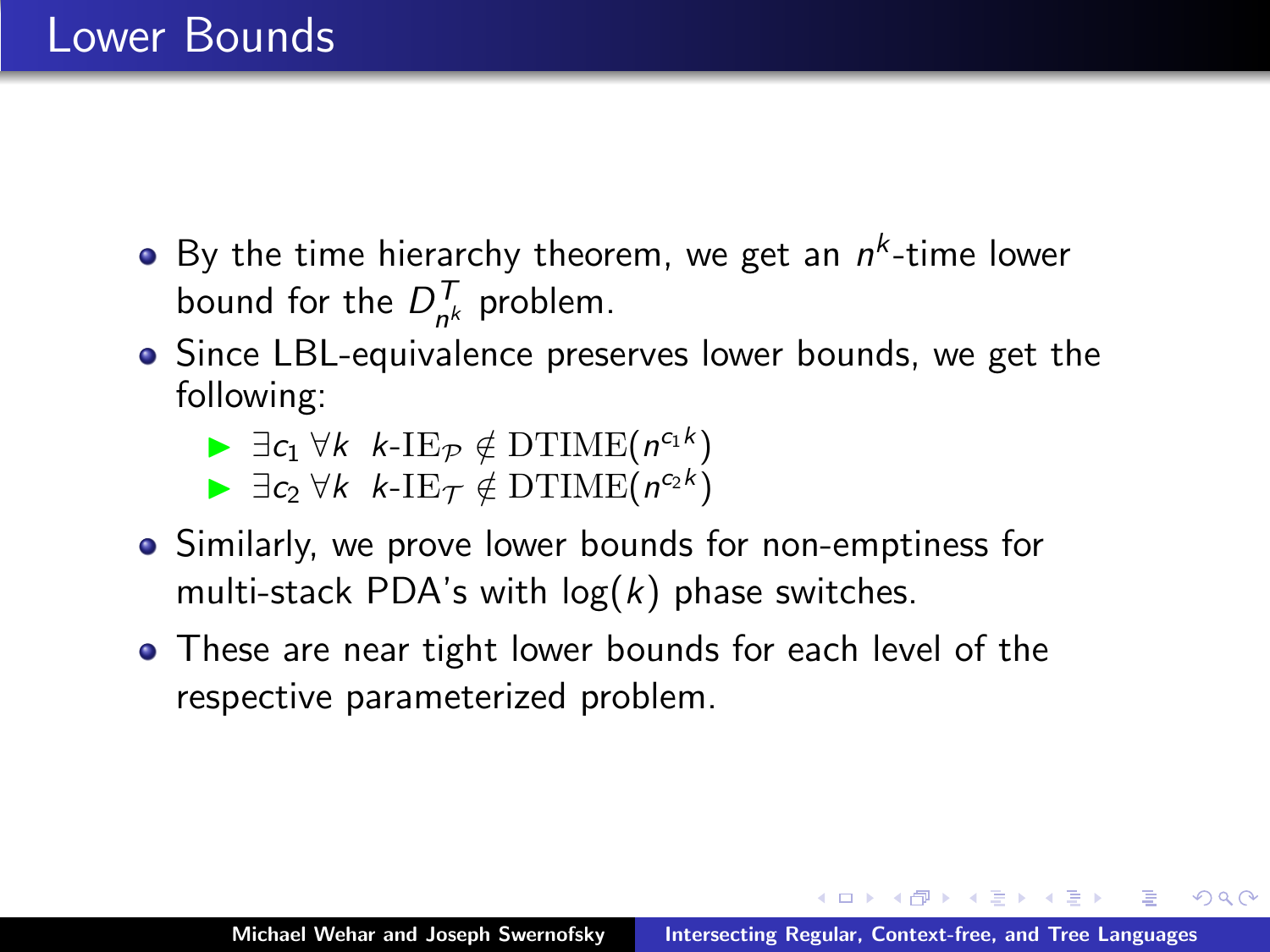# Lower Bounds

- By the time hierarchy theorem, we get an $n^k$-time lower bound for the $D^T_{n^k}$ problem.
- Since LBL-equivalence preserves lower bounds, we get the following:
  - $\exists c_1 \, \forall k \;\; k\text{-IE}_{\mathcal{P}} \notin \text{DTIME}(n^{c_1 k})$
  - $\exists c_2 \, \forall k \;\; k\text{-IE}_{\mathcal{T}} \notin \text{DTIME}(n^{c_2 k})$
- Similarly, we prove lower bounds for non-emptiness for multi-stack PDA's with $\log(k)$ phase switches.
- These are near tight lower bounds for each level of the respective parameterized problem.